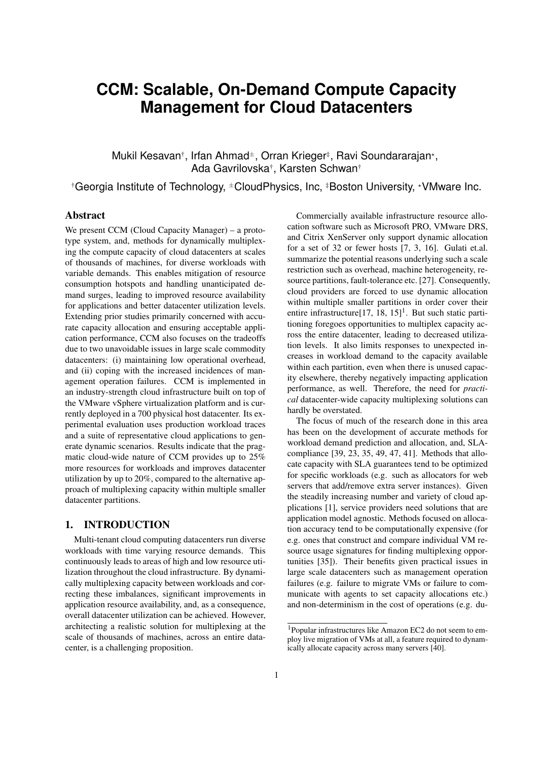# CCM: Scalable, On-Demand Compute Capacity Management for Cloud Datacenters

Mukil Kesavan[†], Irfan Ahmad[±], Orran Krieger[‡], Ravi Soundararajan[⋆], Ada Gavrilovska[†], Karsten Schwan[†]

[†]Georgia Institute of Technology, [±]CloudPhysics, Inc, [‡]Boston University, [⋆]VMware Inc.

## Abstract

We present CCM (Cloud Capacity Manager) – a prototype system, and, methods for dynamically multiplexing the compute capacity of cloud datacenters at scales of thousands of machines, for diverse workloads with variable demands. This enables mitigation of resource consumption hotspots and handling unanticipated demand surges, leading to improved resource availability for applications and better datacenter utilization levels. Extending prior studies primarily concerned with accurate capacity allocation and ensuring acceptable application performance, CCM also focuses on the tradeoffs due to two unavoidable issues in large scale commodity datacenters: (i) maintaining low operational overhead, and (ii) coping with the increased incidences of management operation failures. CCM is implemented in an industry-strength cloud infrastructure built on top of the VMware vSphere virtualization platform and is currently deployed in a 700 physical host datacenter. Its experimental evaluation uses production workload traces and a suite of representative cloud applications to generate dynamic scenarios. Results indicate that the pragmatic cloud-wide nature of CCM provides up to 25% more resources for workloads and improves datacenter utilization by up to 20%, compared to the alternative approach of multiplexing capacity within multiple smaller datacenter partitions.

## 1. INTRODUCTION

Multi-tenant cloud computing datacenters run diverse workloads with time varying resource demands. This continuously leads to areas of high and low resource utilization throughout the cloud infrastructure. By dynamically multiplexing capacity between workloads and correcting these imbalances, significant improvements in application resource availability, and, as a consequence, overall datacenter utilization can be achieved. However, architecting a realistic solution for multiplexing at the scale of thousands of machines, across an entire datacenter, is a challenging proposition.

Commercially available infrastructure resource allocation software such as Microsoft PRO, VMware DRS, and Citrix XenServer only support dynamic allocation for a set of 32 or fewer hosts [7, 3, 16]. Gulati et.al. summarize the potential reasons underlying such a scale restriction such as overhead, machine heterogeneity, resource partitions, fault-tolerance etc. [27]. Consequently, cloud providers are forced to use dynamic allocation within multiple smaller partitions in order cover their entire infrastructure[17, 18, 15][1]. But such static partitioning foregoes opportunities to multiplex capacity across the entire datacenter, leading to decreased utilization levels. It also limits responses to unexpected increases in workload demand to the capacity available within each partition, even when there is unused capacity elsewhere, thereby negatively impacting application performance, as well. Therefore, the need for *practical* datacenter-wide capacity multiplexing solutions can hardly be overstated.

The focus of much of the research done in this area has been on the development of accurate methods for workload demand prediction and allocation, and, SLA-compliance [39, 23, 35, 49, 47, 41]. Methods that allocate capacity with SLA guarantees tend to be optimized for specific workloads (e.g. such as allocators for web servers that add/remove extra server instances). Given the steadily increasing number and variety of cloud applications [1], service providers need solutions that are application model agnostic. Methods focused on allocation accuracy tend to be computationally expensive (for e.g. ones that construct and compare individual VM resource usage signatures for finding multiplexing opportunities [35]). Their benefits given practical issues in large scale datacenters such as management operation failures (e.g. failure to migrate VMs or failure to communicate with agents to set capacity allocations etc.) and non-determinism in the cost of operations (e.g. du-

[1]Popular infrastructures like Amazon EC2 do not seem to employ live migration of VMs at all, a feature required to dynamically allocate capacity across many servers [40].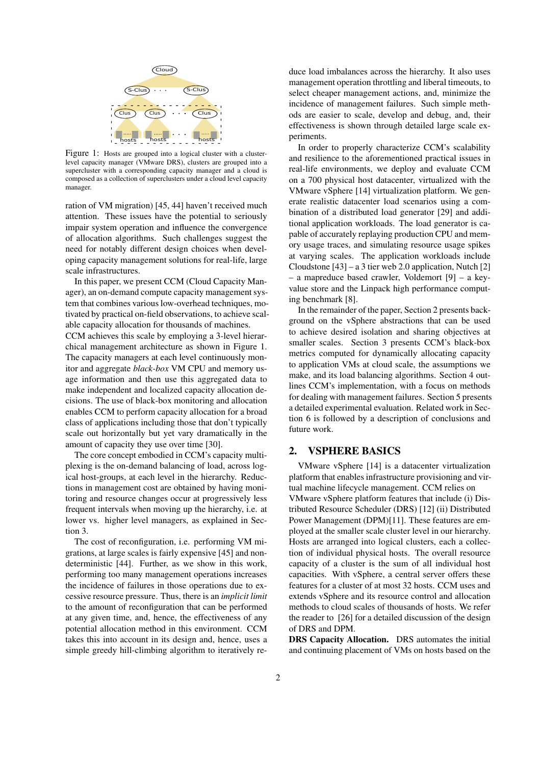Figure 1: Hosts are grouped into a logical cluster with a cluster-level capacity manager (VMware DRS), clusters are grouped into a supercluster with a corresponding capacity manager and a cloud is composed as a collection of superclusters under a cloud level capacity manager.

ration of VM migration) [45, 44] haven't received much attention. These issues have the potential to seriously impair system operation and influence the convergence of allocation algorithms. Such challenges suggest the need for notably different design choices when developing capacity management solutions for real-life, large scale infrastructures.

In this paper, we present CCM (Cloud Capacity Manager), an on-demand compute capacity management system that combines various low-overhead techniques, motivated by practical on-field observations, to achieve scalable capacity allocation for thousands of machines. CCM achieves this scale by employing a 3-level hierarchical management architecture as shown in Figure 1. The capacity managers at each level continuously monitor and aggregate *black-box* VM CPU and memory usage information and then use this aggregated data to make independent and localized capacity allocation decisions. The use of black-box monitoring and allocation enables CCM to perform capacity allocation for a broad class of applications including those that don't typically scale out horizontally but yet vary dramatically in the amount of capacity they use over time [30].

The core concept embodied in CCM's capacity multiplexing is the on-demand balancing of load, across logical host-groups, at each level in the hierarchy. Reductions in management cost are obtained by having monitoring and resource changes occur at progressively less frequent intervals when moving up the hierarchy, i.e. at lower vs. higher level managers, as explained in Section 3.

The cost of reconfiguration, i.e. performing VM migrations, at large scales is fairly expensive [45] and non-deterministic [44]. Further, as we show in this work, performing too many management operations increases the incidence of failures in those operations due to excessive resource pressure. Thus, there is an *implicit limit* to the amount of reconfiguration that can be performed at any given time, and, hence, the effectiveness of any potential allocation method in this environment. CCM takes this into account in its design and, hence, uses a simple greedy hill-climbing algorithm to iteratively reduce load imbalances across the hierarchy. It also uses management operation throttling and liberal timeouts, to select cheaper management actions, and, minimize the incidence of management failures. Such simple methods are easier to scale, develop and debug, and, their effectiveness is shown through detailed large scale experiments.

In order to properly characterize CCM's scalability and resilience to the aforementioned practical issues in real-life environments, we deploy and evaluate CCM on a 700 physical host datacenter, virtualized with the VMware vSphere [14] virtualization platform. We generate realistic datacenter load scenarios using a combination of a distributed load generator [29] and additional application workloads. The load generator is capable of accurately replaying production CPU and memory usage traces, and simulating resource usage spikes at varying scales. The application workloads include Cloudstone [43] – a 3 tier web 2.0 application, Nutch [2] – a mapreduce based crawler, Voldemort [9] – a key-value store and the Linpack high performance computing benchmark [8].

In the remainder of the paper, Section 2 presents background on the vSphere abstractions that can be used to achieve desired isolation and sharing objectives at smaller scales. Section 3 presents CCM's black-box metrics computed for dynamically allocating capacity to application VMs at cloud scale, the assumptions we make, and its load balancing algorithms. Section 4 outlines CCM's implementation, with a focus on methods for dealing with management failures. Section 5 presents a detailed experimental evaluation. Related work in Section 6 is followed by a description of conclusions and future work.

## 2. VSPHERE BASICS

VMware vSphere [14] is a datacenter virtualization platform that enables infrastructure provisioning and virtual machine lifecycle management. CCM relies on VMware vSphere platform features that include (i) Distributed Resource Scheduler (DRS) [12] (ii) Distributed Power Management (DPM)[11]. These features are employed at the smaller scale cluster level in our hierarchy. Hosts are arranged into logical clusters, each a collection of individual physical hosts. The overall resource capacity of a cluster is the sum of all individual host capacities. With vSphere, a central server offers these features for a cluster of at most 32 hosts. CCM uses and extends vSphere and its resource control and allocation methods to cloud scales of thousands of hosts. We refer the reader to [26] for a detailed discussion of the design of DRS and DPM.

**DRS Capacity Allocation.** DRS automates the initial and continuing placement of VMs on hosts based on the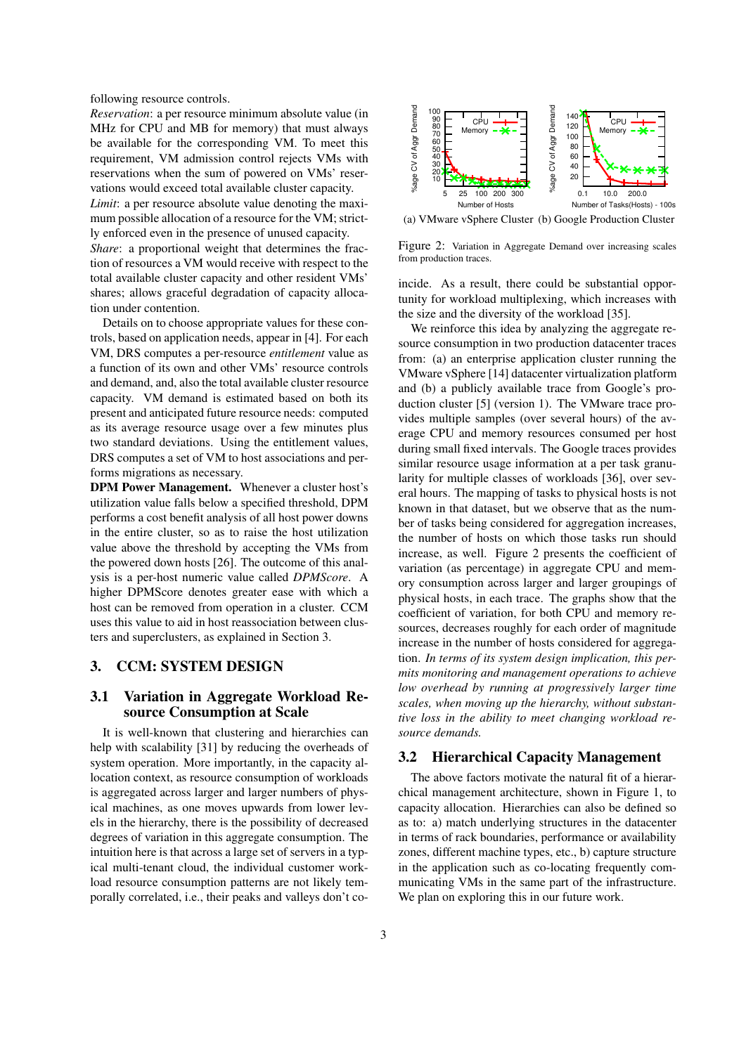following resource controls.

*Reservation*: a per resource minimum absolute value (in MHz for CPU and MB for memory) that must always be available for the corresponding VM. To meet this requirement, VM admission control rejects VMs with reservations when the sum of powered on VMs' reservations would exceed total available cluster capacity.

*Limit*: a per resource absolute value denoting the maximum possible allocation of a resource for the VM; strictly enforced even in the presence of unused capacity.

*Share*: a proportional weight that determines the fraction of resources a VM would receive with respect to the total available cluster capacity and other resident VMs' shares; allows graceful degradation of capacity allocation under contention.

Details on to choose appropriate values for these controls, based on application needs, appear in [4]. For each VM, DRS computes a per-resource *entitlement* value as a function of its own and other VMs' resource controls and demand, and, also the total available cluster resource capacity. VM demand is estimated based on both its present and anticipated future resource needs: computed as its average resource usage over a few minutes plus two standard deviations. Using the entitlement values, DRS computes a set of VM to host associations and performs migrations as necessary.

**DPM Power Management.** Whenever a cluster host's utilization value falls below a specified threshold, DPM performs a cost benefit analysis of all host power downs in the entire cluster, so as to raise the host utilization value above the threshold by accepting the VMs from the powered down hosts [26]. The outcome of this analysis is a per-host numeric value called *DPMScore*. A higher DPMScore denotes greater ease with which a host can be removed from operation in a cluster. CCM uses this value to aid in host reassociation between clusters and superclusters, as explained in Section 3.

## 3. CCM: SYSTEM DESIGN

### 3.1 Variation in Aggregate Workload Resource Consumption at Scale

It is well-known that clustering and hierarchies can help with scalability [31] by reducing the overheads of system operation. More importantly, in the capacity allocation context, as resource consumption of workloads is aggregated across larger and larger numbers of physical machines, as one moves upwards from lower levels in the hierarchy, there is the possibility of decreased degrees of variation in this aggregate consumption. The intuition here is that across a large set of servers in a typical multi-tenant cloud, the individual customer workload resource consumption patterns are not likely temporally correlated, i.e., their peaks and valleys don't coincide. As a result, there could be substantial opportunity for workload multiplexing, which increases with the size and the diversity of the workload [35].

(a) VMware vSphere Cluster (b) Google Production Cluster

Figure 2: Variation in Aggregate Demand over increasing scales from production traces.

We reinforce this idea by analyzing the aggregate resource consumption in two production datacenter traces from: (a) an enterprise application cluster running the VMware vSphere [14] datacenter virtualization platform and (b) a publicly available trace from Google's production cluster [5] (version 1). The VMware trace provides multiple samples (over several hours) of the average CPU and memory resources consumed per host during small fixed intervals. The Google traces provides similar resource usage information at a per task granularity for multiple classes of workloads [36], over several hours. The mapping of tasks to physical hosts is not known in that dataset, but we observe that as the number of tasks being considered for aggregation increases, the number of hosts on which those tasks run should increase, as well. Figure 2 presents the coefficient of variation (as percentage) in aggregate CPU and memory consumption across larger and larger groupings of physical hosts, in each trace. The graphs show that the coefficient of variation, for both CPU and memory resources, decreases roughly for each order of magnitude increase in the number of hosts considered for aggregation. *In terms of its system design implication, this permits monitoring and management operations to achieve low overhead by running at progressively larger time scales, when moving up the hierarchy, without substantive loss in the ability to meet changing workload resource demands.*

### 3.2 Hierarchical Capacity Management

The above factors motivate the natural fit of a hierarchical management architecture, shown in Figure 1, to capacity allocation. Hierarchies can also be defined so as to: a) match underlying structures in the datacenter in terms of rack boundaries, performance or availability zones, different machine types, etc., b) capture structure in the application such as co-locating frequently communicating VMs in the same part of the infrastructure. We plan on exploring this in our future work.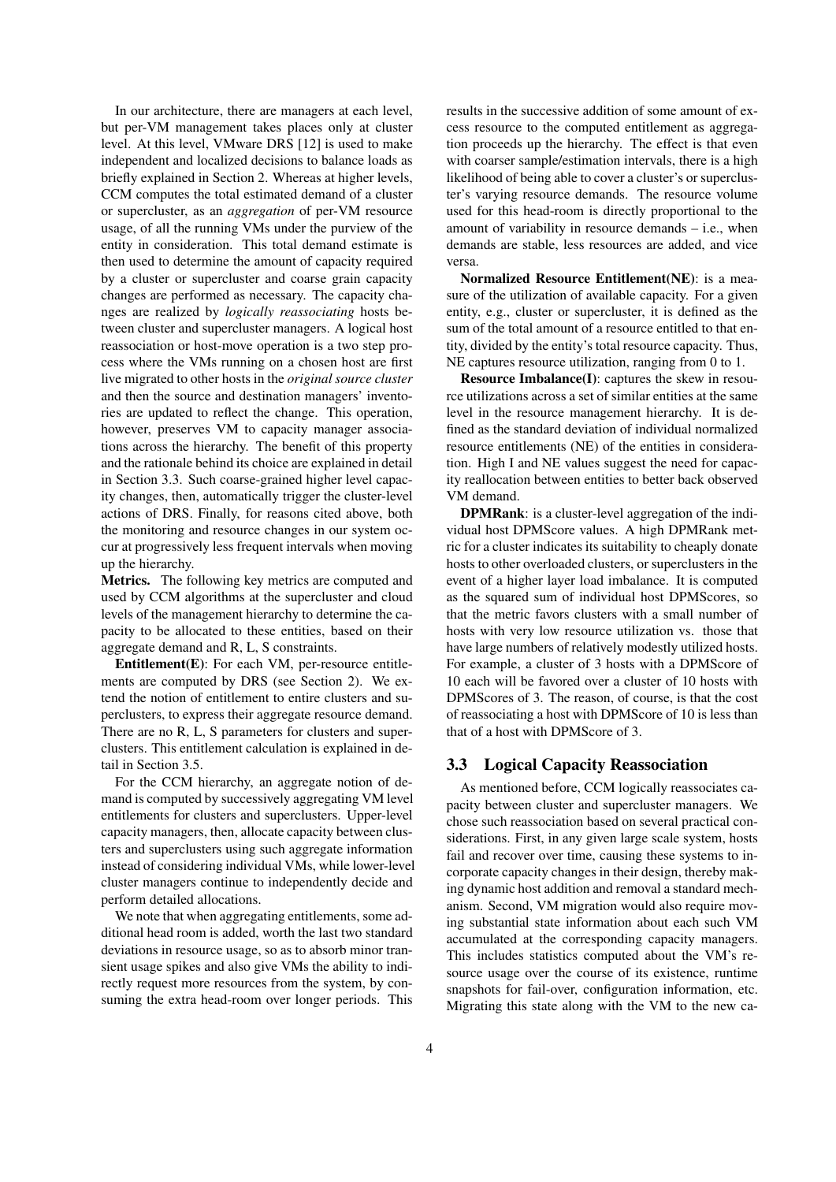In our architecture, there are managers at each level, but per-VM management takes places only at cluster level. At this level, VMware DRS [12] is used to make independent and localized decisions to balance loads as briefly explained in Section 2. Whereas at higher levels, CCM computes the total estimated demand of a cluster or supercluster, as an *aggregation* of per-VM resource usage, of all the running VMs under the purview of the entity in consideration. This total demand estimate is then used to determine the amount of capacity required by a cluster or supercluster and coarse grain capacity changes are performed as necessary. The capacity changes are realized by *logically reassociating* hosts between cluster and supercluster managers. A logical host reassociation or host-move operation is a two step process where the VMs running on a chosen host are first live migrated to other hosts in the *original source cluster* and then the source and destination managers' inventories are updated to reflect the change. This operation, however, preserves VM to capacity manager associations across the hierarchy. The benefit of this property and the rationale behind its choice are explained in detail in Section 3.3. Such coarse-grained higher level capacity changes, then, automatically trigger the cluster-level actions of DRS. Finally, for reasons cited above, both the monitoring and resource changes in our system occur at progressively less frequent intervals when moving up the hierarchy.

**Metrics.** The following key metrics are computed and used by CCM algorithms at the supercluster and cloud levels of the management hierarchy to determine the capacity to be allocated to these entities, based on their aggregate demand and R, L, S constraints.

**Entitlement(E)**: For each VM, per-resource entitlements are computed by DRS (see Section 2). We extend the notion of entitlement to entire clusters and superclusters, to express their aggregate resource demand. There are no R, L, S parameters for clusters and superclusters. This entitlement calculation is explained in detail in Section 3.5.

For the CCM hierarchy, an aggregate notion of demand is computed by successively aggregating VM level entitlements for clusters and superclusters. Upper-level capacity managers, then, allocate capacity between clusters and superclusters using such aggregate information instead of considering individual VMs, while lower-level cluster managers continue to independently decide and perform detailed allocations.

We note that when aggregating entitlements, some additional head room is added, worth the last two standard deviations in resource usage, so as to absorb minor transient usage spikes and also give VMs the ability to indirectly request more resources from the system, by consuming the extra head-room over longer periods. This results in the successive addition of some amount of excess resource to the computed entitlement as aggregation proceeds up the hierarchy. The effect is that even with coarser sample/estimation intervals, there is a high likelihood of being able to cover a cluster's or supercluster's varying resource demands. The resource volume used for this head-room is directly proportional to the amount of variability in resource demands – i.e., when demands are stable, less resources are added, and vice versa.

**Normalized Resource Entitlement(NE)**: is a measure of the utilization of available capacity. For a given entity, e.g., cluster or supercluster, it is defined as the sum of the total amount of a resource entitled to that entity, divided by the entity's total resource capacity. Thus, NE captures resource utilization, ranging from 0 to 1.

**Resource Imbalance(I)**: captures the skew in resource utilizations across a set of similar entities at the same level in the resource management hierarchy. It is defined as the standard deviation of individual normalized resource entitlements (NE) of the entities in consideration. High I and NE values suggest the need for capacity reallocation between entities to better back observed VM demand.

**DPMRank**: is a cluster-level aggregation of the individual host DPMScore values. A high DPMRank metric for a cluster indicates its suitability to cheaply donate hosts to other overloaded clusters, or superclusters in the event of a higher layer load imbalance. It is computed as the squared sum of individual host DPMScores, so that the metric favors clusters with a small number of hosts with very low resource utilization vs. those that have large numbers of relatively modestly utilized hosts. For example, a cluster of 3 hosts with a DPMScore of 10 each will be favored over a cluster of 10 hosts with DPMScores of 3. The reason, of course, is that the cost of reassociating a host with DPMScore of 10 is less than that of a host with DPMScore of 3.

### 3.3 Logical Capacity Reassociation

As mentioned before, CCM logically reassociates capacity between cluster and supercluster managers. We chose such reassociation based on several practical considerations. First, in any given large scale system, hosts fail and recover over time, causing these systems to incorporate capacity changes in their design, thereby making dynamic host addition and removal a standard mechanism. Second, VM migration would also require moving substantial state information about each such VM accumulated at the corresponding capacity managers. This includes statistics computed about the VM's resource usage over the course of its existence, runtime snapshots for fail-over, configuration information, etc. Migrating this state along with the VM to the new ca-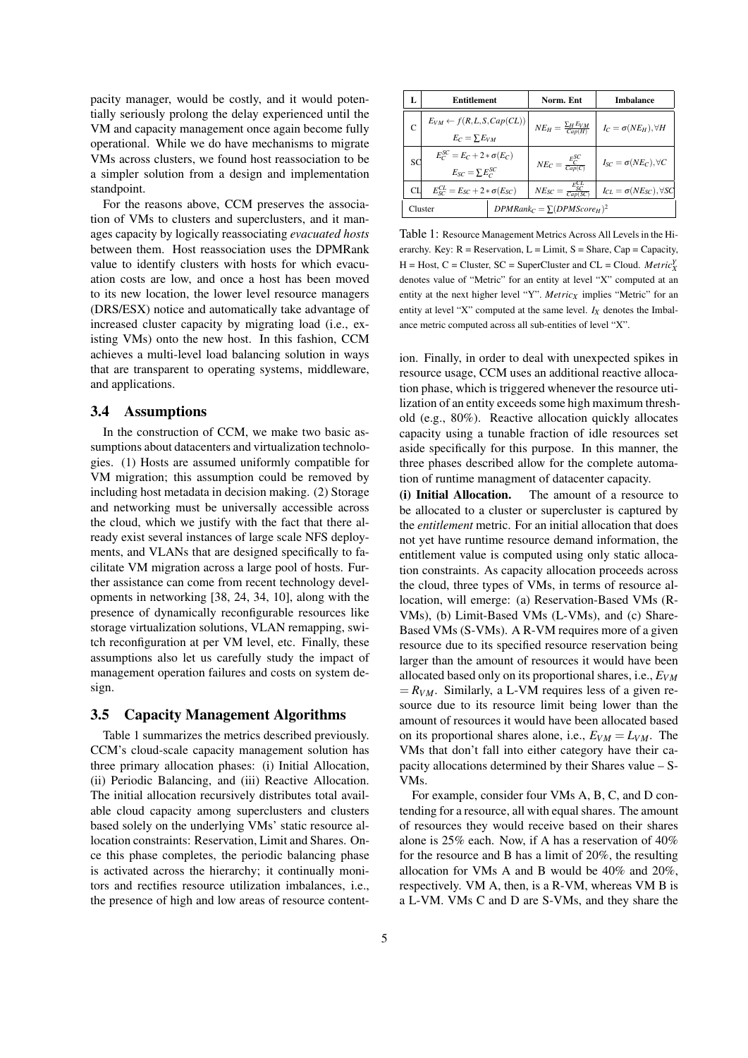pacity manager, would be costly, and it would potentially seriously prolong the delay experienced until the VM and capacity management once again become fully operational. While we do have mechanisms to migrate VMs across clusters, we found host reassociation to be a simpler solution from a design and implementation standpoint.

For the reasons above, CCM preserves the association of VMs to clusters and superclusters, and it manages capacity by logically reassociating *evacuated hosts* between them. Host reassociation uses the DPMRank value to identify clusters with hosts for which evacuation costs are low, and once a host has been moved to its new location, the lower level resource managers (DRS/ESX) notice and automatically take advantage of increased cluster capacity by migrating load (i.e., existing VMs) onto the new host. In this fashion, CCM achieves a multi-level load balancing solution in ways that are transparent to operating systems, middleware, and applications.

### 3.4 Assumptions

In the construction of CCM, we make two basic assumptions about datacenters and virtualization technologies. (1) Hosts are assumed uniformly compatible for VM migration; this assumption could be removed by including host metadata in decision making. (2) Storage and networking must be universally accessible across the cloud, which we justify with the fact that there already exist several instances of large scale NFS deployments, and VLANs that are designed specifically to facilitate VM migration across a large pool of hosts. Further assistance can come from recent technology developments in networking [38, 24, 34, 10], along with the presence of dynamically reconfigurable resources like storage virtualization solutions, VLAN remapping, switch reconfiguration at per VM level, etc. Finally, these assumptions also let us carefully study the impact of management operation failures and costs on system design.

### 3.5 Capacity Management Algorithms

Table 1 summarizes the metrics described previously. CCM's cloud-scale capacity management solution has three primary allocation phases: (i) Initial Allocation, (ii) Periodic Balancing, and (iii) Reactive Allocation. The initial allocation recursively distributes total available cloud capacity among superclusters and clusters based solely on the underlying VMs' static resource allocation constraints: Reservation, Limit and Shares. Once this phase completes, the periodic balancing phase is activated across the hierarchy; it continually monitors and rectifies resource utilization imbalances, i.e., the presence of high and low areas of resource contention. Finally, in order to deal with unexpected spikes in resource usage, CCM uses an additional reactive allocation phase, which is triggered whenever the resource utilization of an entity exceeds some high maximum threshold (e.g., 80%). Reactive allocation quickly allocates capacity using a tunable fraction of idle resources set aside specifically for this purpose. In this manner, the three phases described allow for the complete automation of runtime managment of datacenter capacity.

| L | Entitlement | Norm. Ent | Imbalance |
|---|---|---|---|
| C | $E_{VM} \leftarrow f(R,L,S,Cap(CL))$ <br> $E_C = \sum E_{VM}$ | $NE_H = \frac{\sum_H E_{VM}}{Cap(H)}$ | $I_C = \sigma(NE_H), \forall H$ |
| SC | $E_C^{SC} = E_C + 2 * \sigma(E_C)$ <br> $E_{SC} = \sum E_C^{SC}$ | $NE_C = \frac{E_C^{SC}}{Cap(C)}$ | $I_{SC} = \sigma(NE_C), \forall C$ |
| CL | $E_{SC}^{CL} = E_{SC} + 2 * \sigma(E_{SC})$ | $NE_{SC} = \frac{E_{SC}^{CL}}{Cap(SC)}$ | $I_{CL} = \sigma(NE_{SC}), \forall SC$ |
| Cluster | $DPMRank_C = \sum(DPMScore_H)^2$ | | |

Table 1: Resource Management Metrics Across All Levels in the Hierarchy. Key: R = Reservation, L = Limit, S = Share, Cap = Capacity, H = Host, C = Cluster, SC = SuperCluster and CL = Cloud. $Metric_X^Y$ denotes value of "Metric" for an entity at level "X" computed at an entity at the next higher level "Y". $Metric_X$ implies "Metric" for an entity at level "X" computed at the same level. $I_X$ denotes the Imbalance metric computed across all sub-entities of level "X".

**(i) Initial Allocation.** The amount of a resource to be allocated to a cluster or supercluster is captured by the *entitlement* metric. For an initial allocation that does not yet have runtime resource demand information, the entitlement value is computed using only static allocation constraints. As capacity allocation proceeds across the cloud, three types of VMs, in terms of resource allocation, will emerge: (a) Reservation-Based VMs (R-VMs), (b) Limit-Based VMs (L-VMs), and (c) Share-Based VMs (S-VMs). A R-VM requires more of a given resource due to its specified resource reservation being larger than the amount of resources it would have been allocated based only on its proportional shares, i.e., $E_{VM} = R_{VM}$. Similarly, a L-VM requires less of a given resource due to its resource limit being lower than the amount of resources it would have been allocated based on its proportional shares alone, i.e., $E_{VM} = L_{VM}$. The VMs that don't fall into either category have their capacity allocations determined by their Shares value – S-VMs.

For example, consider four VMs A, B, C, and D contending for a resource, all with equal shares. The amount of resources they would receive based on their shares alone is 25% each. Now, if A has a reservation of 40% for the resource and B has a limit of 20%, the resulting allocation for VMs A and B would be 40% and 20%, respectively. VM A, then, is a R-VM, whereas VM B is a L-VM. VMs C and D are S-VMs, and they share the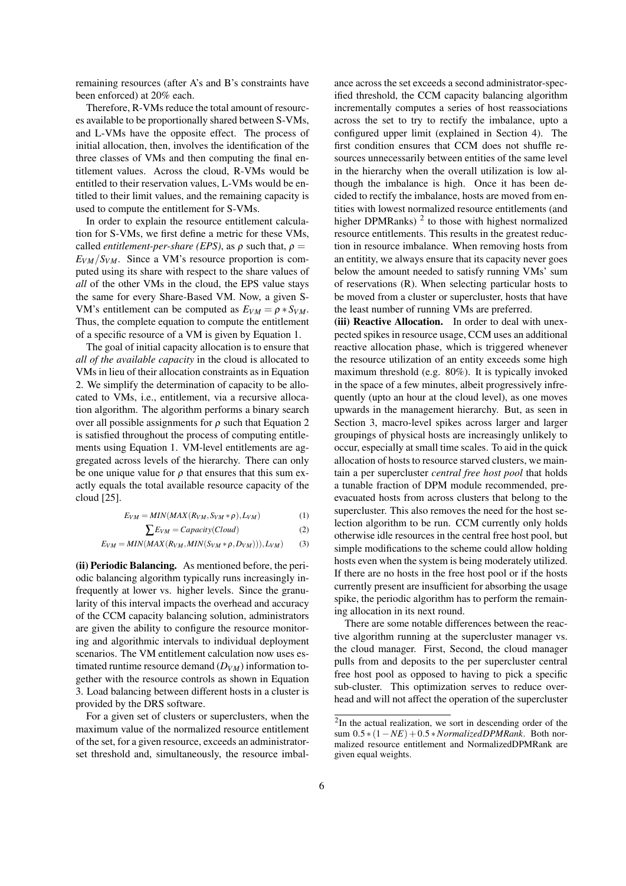remaining resources (after A's and B's constraints have been enforced) at 20% each.

Therefore, R-VMs reduce the total amount of resources available to be proportionally shared between S-VMs, and L-VMs have the opposite effect. The process of initial allocation, then, involves the identification of the three classes of VMs and then computing the final entitlement values. Across the cloud, R-VMs would be entitled to their reservation values, L-VMs would be entitled to their limit values, and the remaining capacity is used to compute the entitlement for S-VMs.

In order to explain the resource entitlement calculation for S-VMs, we first define a metric for these VMs, called *entitlement-per-share (EPS)*, as $\rho$ such that, $\rho = E_{VM}/S_{VM}$. Since a VM's resource proportion is computed using its share with respect to the share values of *all* of the other VMs in the cloud, the EPS value stays the same for every Share-Based VM. Now, a given S-VM's entitlement can be computed as $E_{VM} = \rho * S_{VM}$. Thus, the complete equation to compute the entitlement of a specific resource of a VM is given by Equation 1.

The goal of initial capacity allocation is to ensure that *all of the available capacity* in the cloud is allocated to VMs in lieu of their allocation constraints as in Equation 2. We simplify the determination of capacity to be allocated to VMs, i.e., entitlement, via a recursive allocation algorithm. The algorithm performs a binary search over all possible assignments for $\rho$ such that Equation 2 is satisfied throughout the process of computing entitlements using Equation 1. VM-level entitlements are aggregated across levels of the hierarchy. There can only be one unique value for $\rho$ that ensures that this sum exactly equals the total available resource capacity of the cloud [25].

$$E_{VM} = MIN(MAX(R_{VM}, S_{VM} * \rho), L_{VM}) \quad (1)$$

$$\sum E_{VM} = Capacity(Cloud) \quad (2)$$

$$E_{VM} = MIN(MAX(R_{VM}, MIN(S_{VM} * \rho, D_{VM}))), L_{VM}) \quad (3)$$

**(ii) Periodic Balancing.** As mentioned before, the periodic balancing algorithm typically runs increasingly infrequently at lower vs. higher levels. Since the granularity of this interval impacts the overhead and accuracy of the CCM capacity balancing solution, administrators are given the ability to configure the resource monitoring and algorithmic intervals to individual deployment scenarios. The VM entitlement calculation now uses estimated runtime resource demand ($D_{VM}$) information together with the resource controls as shown in Equation 3. Load balancing between different hosts in a cluster is provided by the DRS software.

For a given set of clusters or superclusters, when the maximum value of the normalized resource entitlement of the set, for a given resource, exceeds an administrator-set threshold and, simultaneously, the resource imbalance across the set exceeds a second administrator-specified threshold, the CCM capacity balancing algorithm incrementally computes a series of host reassociations across the set to try to rectify the imbalance, upto a configured upper limit (explained in Section 4). The first condition ensures that CCM does not shuffle resources unnecessarily between entities of the same level in the hierarchy when the overall utilization is low although the imbalance is high. Once it has been decided to rectify the imbalance, hosts are moved from entities with lowest normalized resource entitlements (and higher DPMRanks) [2] to those with highest normalized resource entitlements. This results in the greatest reduction in resource imbalance. When removing hosts from an entitity, we always ensure that its capacity never goes below the amount needed to satisfy running VMs' sum of reservations (R). When selecting particular hosts to be moved from a cluster or supercluster, hosts that have the least number of running VMs are preferred.

**(iii) Reactive Allocation.** In order to deal with unexpected spikes in resource usage, CCM uses an additional reactive allocation phase, which is triggered whenever the resource utilization of an entity exceeds some high maximum threshold (e.g. 80%). It is typically invoked in the space of a few minutes, albeit progressively infrequently (upto an hour at the cloud level), as one moves upwards in the management hierarchy. But, as seen in Section 3, macro-level spikes across larger and larger groupings of physical hosts are increasingly unlikely to occur, especially at small time scales. To aid in the quick allocation of hosts to resource starved clusters, we maintain a per supercluster *central free host pool* that holds a tunable fraction of DPM module recommended, pre-evacuated hosts from across clusters that belong to the supercluster. This also removes the need for the host selection algorithm to be run. CCM currently only holds otherwise idle resources in the central free host pool, but simple modifications to the scheme could allow holding hosts even when the system is being moderately utilized. If there are no hosts in the free host pool or if the hosts currently present are insufficient for absorbing the usage spike, the periodic algorithm has to perform the remaining allocation in its next round.

There are some notable differences between the reactive algorithm running at the supercluster manager vs. the cloud manager. First, Second, the cloud manager pulls from and deposits to the per supercluster central free host pool as opposed to having to pick a specific sub-cluster. This optimization serves to reduce overhead and will not affect the operation of the supercluster

[2] In the actual realization, we sort in descending order of the sum $0.5*(1-NE)+0.5*NormalizedDPMRank$. Both normalized resource entitlement and NormalizedDPMRank are given equal weights.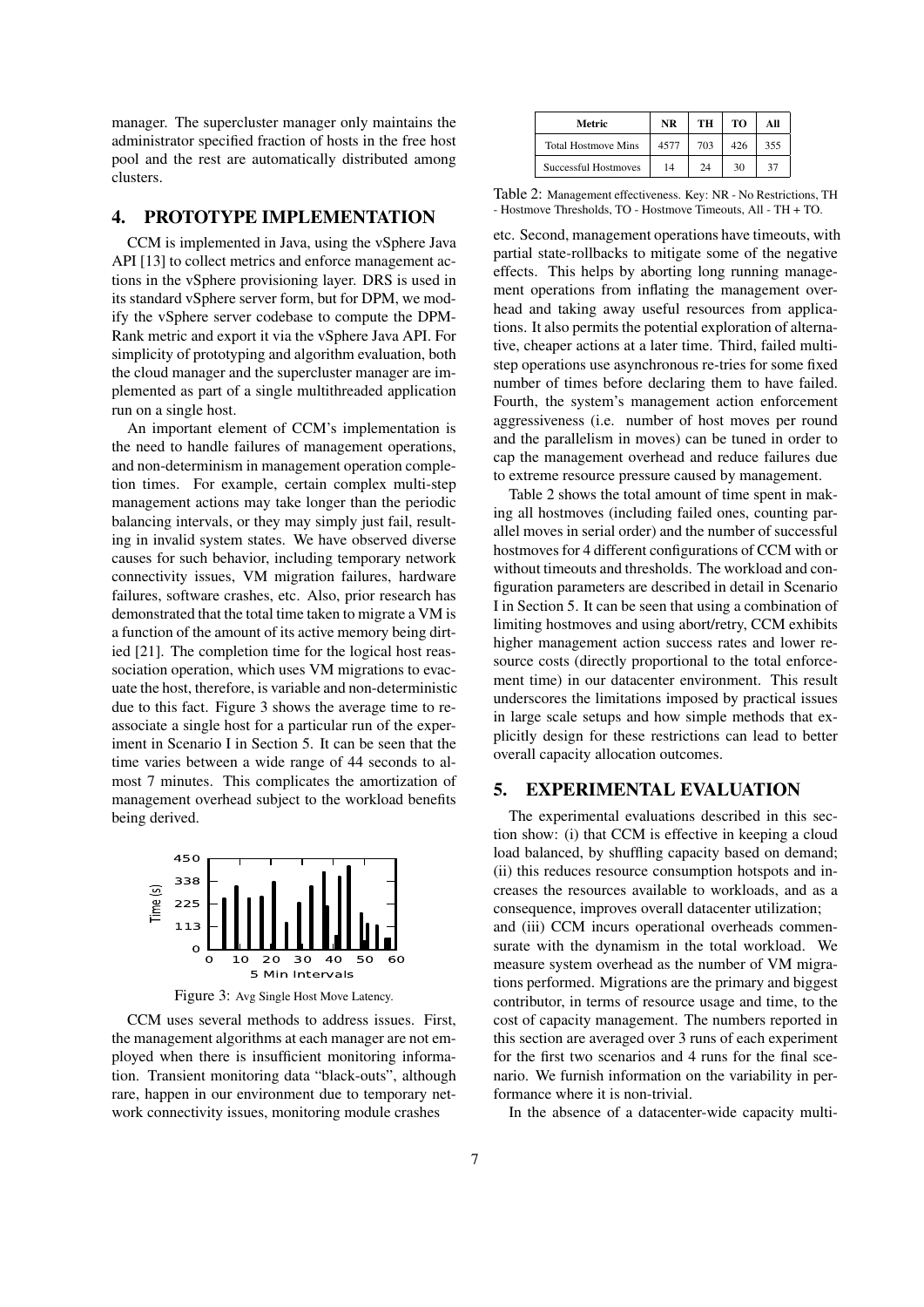manager. The supercluster manager only maintains the administrator specified fraction of hosts in the free host pool and the rest are automatically distributed among clusters.

## 4. PROTOTYPE IMPLEMENTATION

CCM is implemented in Java, using the vSphere Java API [13] to collect metrics and enforce management actions in the vSphere provisioning layer. DRS is used in its standard vSphere server form, but for DPM, we modify the vSphere server codebase to compute the DPM-Rank metric and export it via the vSphere Java API. For simplicity of prototyping and algorithm evaluation, both the cloud manager and the supercluster manager are implemented as part of a single multithreaded application run on a single host.

An important element of CCM's implementation is the need to handle failures of management operations, and non-determinism in management operation completion times. For example, certain complex multi-step management actions may take longer than the periodic balancing intervals, or they may simply just fail, resulting in invalid system states. We have observed diverse causes for such behavior, including temporary network connectivity issues, VM migration failures, hardware failures, software crashes, etc. Also, prior research has demonstrated that the total time taken to migrate a VM is a function of the amount of its active memory being dirtied [21]. The completion time for the logical host reassociation operation, which uses VM migrations to evacuate the host, therefore, is variable and non-deterministic due to this fact. Figure 3 shows the average time to reassociate a single host for a particular run of the experiment in Scenario I in Section 5. It can be seen that the time varies between a wide range of 44 seconds to almost 7 minutes. This complicates the amortization of management overhead subject to the workload benefits being derived.

Figure 3: Avg Single Host Move Latency.

CCM uses several methods to address issues. First, the management algorithms at each manager are not employed when there is insufficient monitoring information. Transient monitoring data "black-outs", although rare, happen in our environment due to temporary network connectivity issues, monitoring module crashes etc. Second, management operations have timeouts, with partial state-rollbacks to mitigate some of the negative effects. This helps by aborting long running management operations from inflating the management overhead and taking away useful resources from applications. It also permits the potential exploration of alternative, cheaper actions at a later time. Third, failed multi-step operations use asynchronous re-tries for some fixed number of times before declaring them to have failed. Fourth, the system's management action enforcement aggressiveness (i.e. number of host moves per round and the parallelism in moves) can be tuned in order to cap the management overhead and reduce failures due to extreme resource pressure caused by management.

| Metric | NR | TH | TO | All |
|---|---|---|---|---|
| Total Hostmove Mins | 4577 | 703 | 426 | 355 |
| Successful Hostmoves | 14 | 24 | 30 | 37 |

Table 2: Management effectiveness. Key: NR - No Restrictions, TH - Hostmove Thresholds, TO - Hostmove Timeouts, All - TH + TO.

Table 2 shows the total amount of time spent in making all hostmoves (including failed ones, counting parallel moves in serial order) and the number of successful hostmoves for 4 different configurations of CCM with or without timeouts and thresholds. The workload and configuration parameters are described in detail in Scenario I in Section 5. It can be seen that using a combination of limiting hostmoves and using abort/retry, CCM exhibits higher management action success rates and lower resource costs (directly proportional to the total enforcement time) in our datacenter environment. This result underscores the limitations imposed by practical issues in large scale setups and how simple methods that explicitly design for these restrictions can lead to better overall capacity allocation outcomes.

## 5. EXPERIMENTAL EVALUATION

The experimental evaluations described in this section show: (i) that CCM is effective in keeping a cloud load balanced, by shuffling capacity based on demand; (ii) this reduces resource consumption hotspots and increases the resources available to workloads, and as a consequence, improves overall datacenter utilization; and (iii) CCM incurs operational overheads commensurate with the dynamism in the total workload. We measure system overhead as the number of VM migrations performed. Migrations are the primary and biggest contributor, in terms of resource usage and time, to the cost of capacity management. The numbers reported in this section are averaged over 3 runs of each experiment for the first two scenarios and 4 runs for the final scenario. We furnish information on the variability in performance where it is non-trivial.

In the absence of a datacenter-wide capacity multi-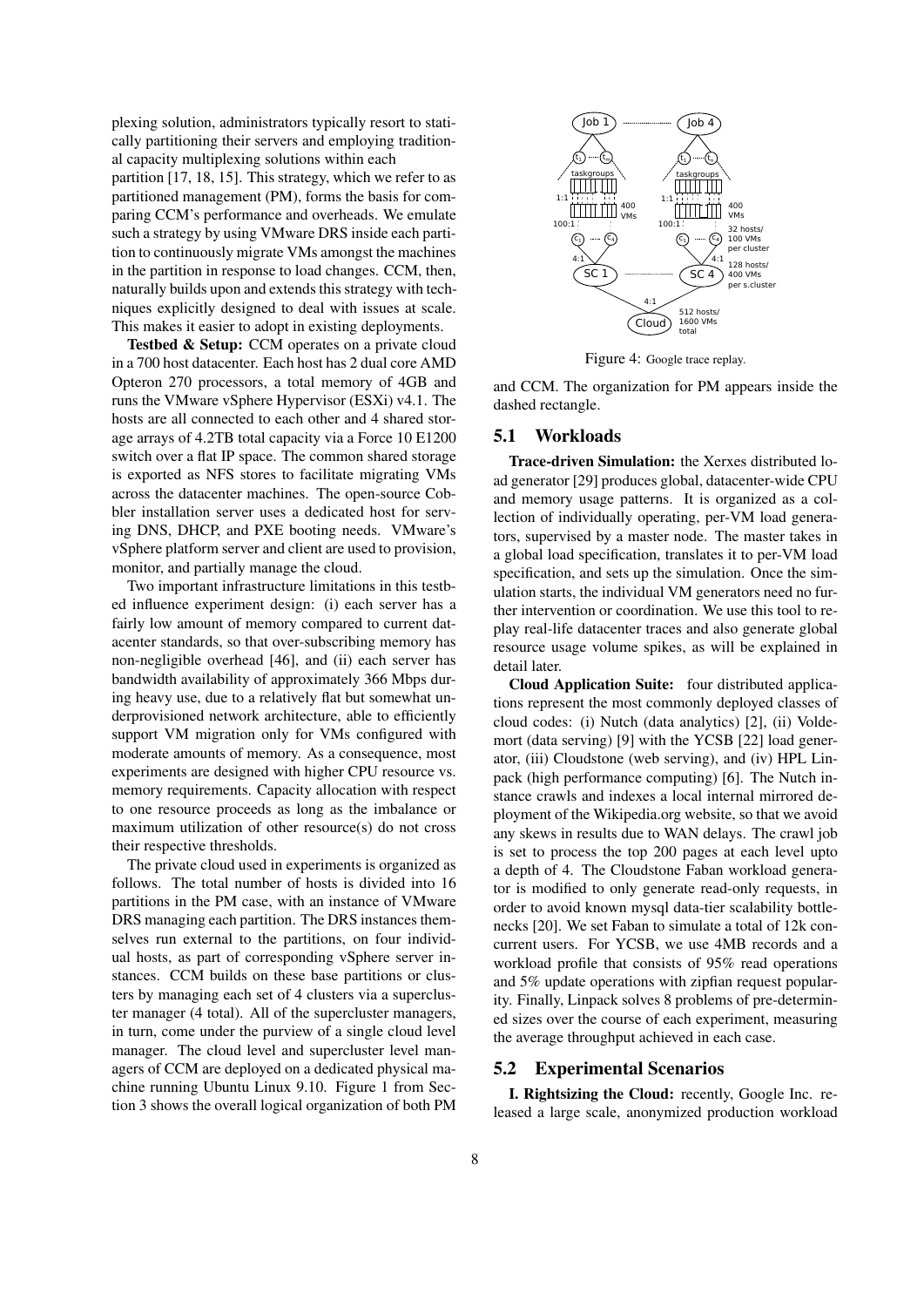plexing solution, administrators typically resort to statically partitioning their servers and employing traditional capacity multiplexing solutions within each partition [17, 18, 15]. This strategy, which we refer to as partitioned management (PM), forms the basis for comparing CCM's performance and overheads. We emulate such a strategy by using VMware DRS inside each partition to continuously migrate VMs amongst the machines in the partition in response to load changes. CCM, then, naturally builds upon and extends this strategy with techniques explicitly designed to deal with issues at scale. This makes it easier to adopt in existing deployments.

**Testbed & Setup:** CCM operates on a private cloud in a 700 host datacenter. Each host has 2 dual core AMD Opteron 270 processors, a total memory of 4GB and runs the VMware vSphere Hypervisor (ESXi) v4.1. The hosts are all connected to each other and 4 shared storage arrays of 4.2TB total capacity via a Force 10 E1200 switch over a flat IP space. The common shared storage is exported as NFS stores to facilitate migrating VMs across the datacenter machines. The open-source Cobbler installation server uses a dedicated host for serving DNS, DHCP, and PXE booting needs. VMware's vSphere platform server and client are used to provision, monitor, and partially manage the cloud.

Two important infrastructure limitations in this testbed influence experiment design: (i) each server has a fairly low amount of memory compared to current datacenter standards, so that over-subscribing memory has non-negligible overhead [46], and (ii) each server has bandwidth availability of approximately 366 Mbps during heavy use, due to a relatively flat but somewhat underprovisioned network architecture, able to efficiently support VM migration only for VMs configured with moderate amounts of memory. As a consequence, most experiments are designed with higher CPU resource vs. memory requirements. Capacity allocation with respect to one resource proceeds as long as the imbalance or maximum utilization of other resource(s) do not cross their respective thresholds.

The private cloud used in experiments is organized as follows. The total number of hosts is divided into 16 partitions in the PM case, with an instance of VMware DRS managing each partition. The DRS instances themselves run external to the partitions, on four individual hosts, as part of corresponding vSphere server instances. CCM builds on these base partitions or clusters by managing each set of 4 clusters via a supercluster manager (4 total). All of the supercluster managers, in turn, come under the purview of a single cloud level manager. The cloud level and supercluster level managers of CCM are deployed on a dedicated physical machine running Ubuntu Linux 9.10. Figure 1 from Section 3 shows the overall logical organization of both PM and CCM. The organization for PM appears inside the dashed rectangle.

Figure 4: Google trace replay.

## 5.1 Workloads

**Trace-driven Simulation:** the Xerxes distributed load generator [29] produces global, datacenter-wide CPU and memory usage patterns. It is organized as a collection of individually operating, per-VM load generators, supervised by a master node. The master takes in a global load specification, translates it to per-VM load specification, and sets up the simulation. Once the simulation starts, the individual VM generators need no further intervention or coordination. We use this tool to replay real-life datacenter traces and also generate global resource usage volume spikes, as will be explained in detail later.

**Cloud Application Suite:** four distributed applications represent the most commonly deployed classes of cloud codes: (i) Nutch (data analytics) [2], (ii) Voldemort (data serving) [9] with the YCSB [22] load generator, (iii) Cloudstone (web serving), and (iv) HPL Linpack (high performance computing) [6]. The Nutch instance crawls and indexes a local internal mirrored deployment of the Wikipedia.org website, so that we avoid any skews in results due to WAN delays. The crawl job is set to process the top 200 pages at each level upto a depth of 4. The Cloudstone Faban workload generator is modified to only generate read-only requests, in order to avoid known mysql data-tier scalability bottlenecks [20]. We set Faban to simulate a total of 12k concurrent users. For YCSB, we use 4MB records and a workload profile that consists of 95% read operations and 5% update operations with zipfian request popularity. Finally, Linpack solves 8 problems of pre-determined sizes over the course of each experiment, measuring the average throughput achieved in each case.

## 5.2 Experimental Scenarios

**I. Rightsizing the Cloud:** recently, Google Inc. released a large scale, anonymized production workload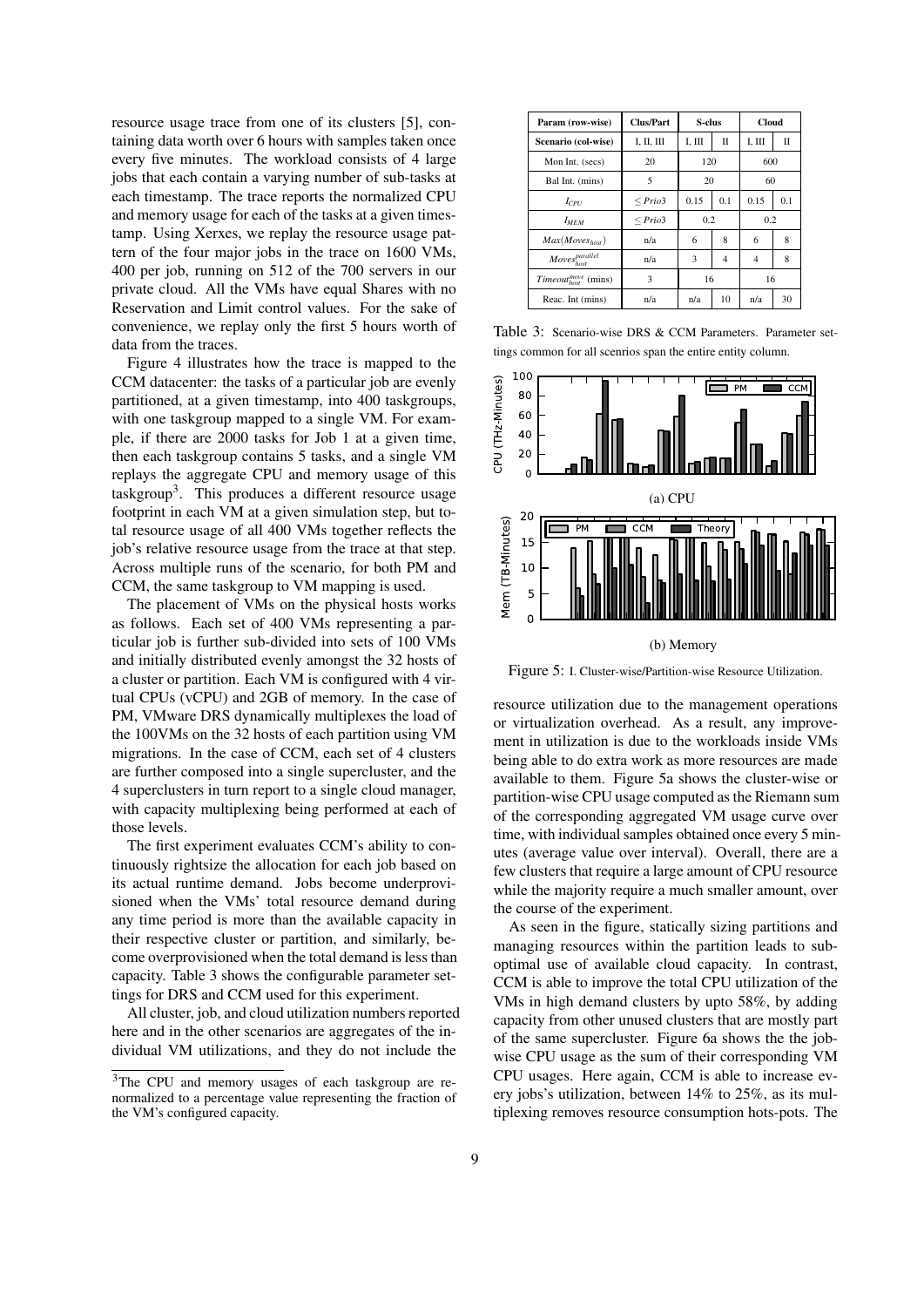resource usage trace from one of its clusters [5], containing data worth over 6 hours with samples taken once every five minutes. The workload consists of 4 large jobs that each contain a varying number of sub-tasks at each timestamp. The trace reports the normalized CPU and memory usage for each of the tasks at a given timestamp. Using Xerxes, we replay the resource usage pattern of the four major jobs in the trace on 1600 VMs, 400 per job, running on 512 of the 700 servers in our private cloud. All the VMs have equal Shares with no Reservation and Limit control values. For the sake of convenience, we replay only the first 5 hours worth of data from the traces.

Figure 4 illustrates how the trace is mapped to the CCM datacenter: the tasks of a particular job are evenly partitioned, at a given timestamp, into 400 taskgroups, with one taskgroup mapped to a single VM. For example, if there are 2000 tasks for Job 1 at a given time, then each taskgroup contains 5 tasks, and a single VM replays the aggregate CPU and memory usage of this taskgroup[3]. This produces a different resource usage footprint in each VM at a given simulation step, but total resource usage of all 400 VMs together reflects the job's relative resource usage from the trace at that step. Across multiple runs of the scenario, for both PM and CCM, the same taskgroup to VM mapping is used.

The placement of VMs on the physical hosts works as follows. Each set of 400 VMs representing a particular job is further sub-divided into sets of 100 VMs and initially distributed evenly amongst the 32 hosts of a cluster or partition. Each VM is configured with 4 virtual CPUs (vCPU) and 2GB of memory. In the case of PM, VMware DRS dynamically multiplexes the load of the 100VMs on the 32 hosts of each partition using VM migrations. In the case of CCM, each set of 4 clusters are further composed into a single supercluster, and the 4 superclusters in turn report to a single cloud manager, with capacity multiplexing being performed at each of those levels.

The first experiment evaluates CCM's ability to continuously rightsize the allocation for each job based on its actual runtime demand. Jobs become underprovisioned when the VMs' total resource demand during any time period is more than the available capacity in their respective cluster or partition, and similarly, become overprovisioned when the total demand is less than capacity. Table 3 shows the configurable parameter settings for DRS and CCM used for this experiment.

All cluster, job, and cloud utilization numbers reported here and in the other scenarios are aggregates of the individual VM utilizations, and they do not include the

[3]The CPU and memory usages of each taskgroup are renormalized to a percentage value representing the fraction of the VM's configured capacity.

| Param (row-wise) | Clus/Part | S-clus | | Cloud | |
|---|---|---|---|---|---|
| Scenario (col-wise) | I, II, III | I, III | II | I, III | II |
| Mon Int. (secs) | 20 | 120 | | 600 | |
| Bal Int. (mins) | 5 | 20 | | 60 | |
| $I_{CPU}$ | $\leq Prio3$ | 0.15 | 0.1 | 0.15 | 0.1 |
| $I_{MEM}$ | $\leq Prio3$ | 0.2 | | 0.2 | |
| $Max(Moves_{host})$ | n/a | 6 | 8 | 6 | 8 |
| $Moves_{host}^{parallel}$ | n/a | 3 | 4 | 4 | 8 |
| $Timeout_{host}^{move}$ (mins) | 3 | 16 | | 16 | |
| Reac. Int (mins) | n/a | n/a | 10 | n/a | 30 |

Table 3: Scenario-wise DRS & CCM Parameters. Parameter settings common for all scenrios span the entire entity column.

(a) CPU

(b) Memory

Figure 5: I. Cluster-wise/Partition-wise Resource Utilization.

resource utilization due to the management operations or virtualization overhead. As a result, any improvement in utilization is due to the workloads inside VMs being able to do extra work as more resources are made available to them. Figure 5a shows the cluster-wise or partition-wise CPU usage computed as the Riemann sum of the corresponding aggregated VM usage curve over time, with individual samples obtained once every 5 minutes (average value over interval). Overall, there are a few clusters that require a large amount of CPU resource while the majority require a much smaller amount, over the course of the experiment.

As seen in the figure, statically sizing partitions and managing resources within the partition leads to suboptimal use of available cloud capacity. In contrast, CCM is able to improve the total CPU utilization of the VMs in high demand clusters by upto 58%, by adding capacity from other unused clusters that are mostly part of the same supercluster. Figure 6a shows the the job-wise CPU usage as the sum of their corresponding VM CPU usages. Here again, CCM is able to increase every jobs's utilization, between 14% to 25%, as its multiplexing removes resource consumption hots-pots. The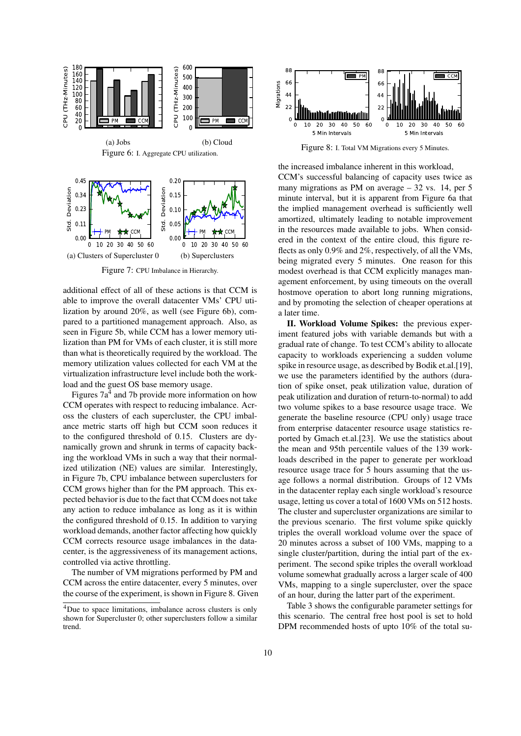(a) Jobs (b) Cloud

Figure 6: I. Aggregate CPU utilization.

(a) Clusters of Supercluster 0 (b) Superclusters

Figure 7: CPU Imbalance in Hierarchy.

additional effect of all of these actions is that CCM is able to improve the overall datacenter VMs' CPU utilization by around 20%, as well (see Figure 6b), compared to a partitioned management approach. Also, as seen in Figure 5b, while CCM has a lower memory utilization than PM for VMs of each cluster, it is still more than what is theoretically required by the workload. The memory utilization values collected for each VM at the virtualization infrastructure level include both the workload and the guest OS base memory usage.

Figures 7a[4] and 7b provide more information on how CCM operates with respect to reducing imbalance. Across the clusters of each supercluster, the CPU imbalance metric starts off high but CCM soon reduces it to the configured threshold of 0.15. Clusters are dynamically grown and shrunk in terms of capacity backing the workload VMs in such a way that their normalized utilization (NE) values are similar. Interestingly, in Figure 7b, CPU imbalance between superclusters for CCM grows higher than for the PM approach. This expected behavior is due to the fact that CCM does not take any action to reduce imbalance as long as it is within the configured threshold of 0.15. In addition to varying workload demands, another factor affecting how quickly CCM corrects resource usage imbalances in the datacenter, is the aggressiveness of its management actions, controlled via active throttling.

The number of VM migrations performed by PM and CCM across the entire datacenter, every 5 minutes, over the course of the experiment, is shown in Figure 8. Given

[4] Due to space limitations, imbalance across clusters is only shown for Supercluster 0; other superclusters follow a similar trend.

Figure 8: I. Total VM Migrations every 5 Minutes.

the increased imbalance inherent in this workload, CCM's successful balancing of capacity uses twice as many migrations as PM on average – 32 vs. 14, per 5 minute interval, but it is apparent from Figure 6a that the implied management overhead is sufficiently well amortized, ultimately leading to notable improvement in the resources made available to jobs. When considered in the context of the entire cloud, this figure reflects as only 0.9% and 2%, respectively, of all the VMs, being migrated every 5 minutes. One reason for this modest overhead is that CCM explicitly manages management enforcement, by using timeouts on the overall hostmove operation to abort long running migrations, and by promoting the selection of cheaper operations at a later time.

**II. Workload Volume Spikes:** the previous experiment featured jobs with variable demands but with a gradual rate of change. To test CCM's ability to allocate capacity to workloads experiencing a sudden volume spike in resource usage, as described by Bodik et.al.[19], we use the parameters identified by the authors (duration of spike onset, peak utilization value, duration of peak utilization and duration of return-to-normal) to add two volume spikes to a base resource usage trace. We generate the baseline resource (CPU only) usage trace from enterprise datacenter resource usage statistics reported by Gmach et.al.[23]. We use the statistics about the mean and 95th percentile values of the 139 workloads described in the paper to generate per workload resource usage trace for 5 hours assuming that the usage follows a normal distribution. Groups of 12 VMs in the datacenter replay each single workload's resource usage, letting us cover a total of 1600 VMs on 512 hosts. The cluster and supercluster organizations are similar to the previous scenario. The first volume spike quickly triples the overall workload volume over the space of 20 minutes across a subset of 100 VMs, mapping to a single cluster/partition, during the intial part of the experiment. The second spike triples the overall workload volume somewhat gradually across a larger scale of 400 VMs, mapping to a single supercluster, over the space of an hour, during the latter part of the experiment.

Table 3 shows the configurable parameter settings for this scenario. The central free host pool is set to hold DPM recommended hosts of upto 10% of the total su-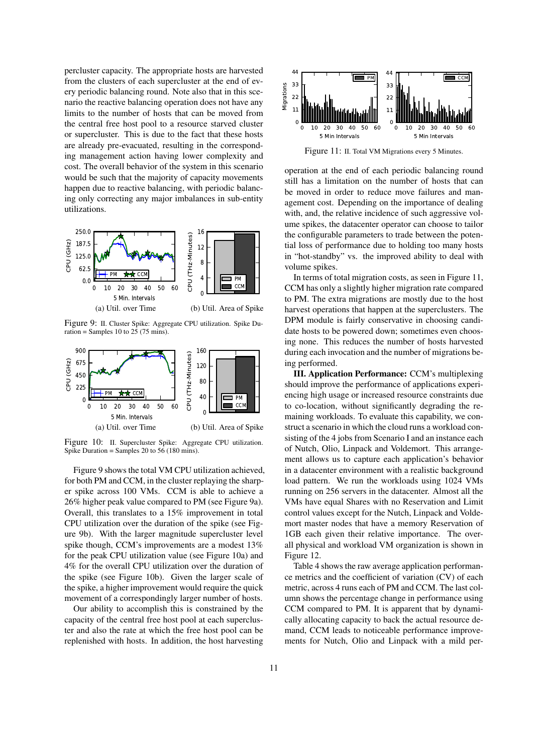percluster capacity. The appropriate hosts are harvested from the clusters of each supercluster at the end of every periodic balancing round. Note also that in this scenario the reactive balancing operation does not have any limits to the number of hosts that can be moved from the central free host pool to a resource starved cluster or supercluster. This is due to the fact that these hosts are already pre-evacuated, resulting in the corresponding management action having lower complexity and cost. The overall behavior of the system in this scenario would be such that the majority of capacity movements happen due to reactive balancing, with periodic balancing only correcting any major imbalances in sub-entity utilizations.

(a) Util. over Time (b) Util. Area of Spike

Figure 9: II. Cluster Spike: Aggregate CPU utilization. Spike Duration = Samples 10 to 25 (75 mins).

(a) Util. over Time (b) Util. Area of Spike

Figure 10: II. Supercluster Spike: Aggregate CPU utilization. Spike Duration = Samples 20 to 56 (180 mins).

Figure 9 shows the total VM CPU utilization achieved, for both PM and CCM, in the cluster replaying the sharper spike across 100 VMs. CCM is able to achieve a 26% higher peak value compared to PM (see Figure 9a). Overall, this translates to a 15% improvement in total CPU utilization over the duration of the spike (see Figure 9b). With the larger magnitude supercluster level spike though, CCM's improvements are a modest 13% for the peak CPU utilization value (see Figure 10a) and 4% for the overall CPU utilization over the duration of the spike (see Figure 10b). Given the larger scale of the spike, a higher improvement would require the quick movement of a correspondingly larger number of hosts.

Our ability to accomplish this is constrained by the capacity of the central free host pool at each supercluster and also the rate at which the free host pool can be replenished with hosts. In addition, the host harvesting operation at the end of each periodic balancing round still has a limitation on the number of hosts that can be moved in order to reduce move failures and management cost. Depending on the importance of dealing with, and, the relative incidence of such aggressive volume spikes, the datacenter operator can choose to tailor the configurable parameters to trade between the potential loss of performance due to holding too many hosts in "hot-standby" vs. the improved ability to deal with volume spikes.

Figure 11: II. Total VM Migrations every 5 Minutes.

In terms of total migration costs, as seen in Figure 11, CCM has only a slightly higher migration rate compared to PM. The extra migrations are mostly due to the host harvest operations that happen at the superclusters. The DPM module is fairly conservative in choosing candidate hosts to be powered down; sometimes even choosing none. This reduces the number of hosts harvested during each invocation and the number of migrations being performed.

**III. Application Performance:** CCM's multiplexing should improve the performance of applications experiencing high usage or increased resource constraints due to co-location, without significantly degrading the remaining workloads. To evaluate this capability, we construct a scenario in which the cloud runs a workload consisting of the 4 jobs from Scenario I and an instance each of Nutch, Olio, Linpack and Voldemort. This arrangement allows us to capture each application's behavior in a datacenter environment with a realistic background load pattern. We run the workloads using 1024 VMs running on 256 servers in the datacenter. Almost all the VMs have equal Shares with no Reservation and Limit control values except for the Nutch, Linpack and Voldemort master nodes that have a memory Reservation of 1GB each given their relative importance. The overall physical and workload VM organization is shown in Figure 12.

Table 4 shows the raw average application performance metrics and the coefficient of variation (CV) of each metric, across 4 runs each of PM and CCM. The last column shows the percentage change in performance using CCM compared to PM. It is apparent that by dynamically allocating capacity to back the actual resource demand, CCM leads to noticeable performance improvements for Nutch, Olio and Linpack with a mild per-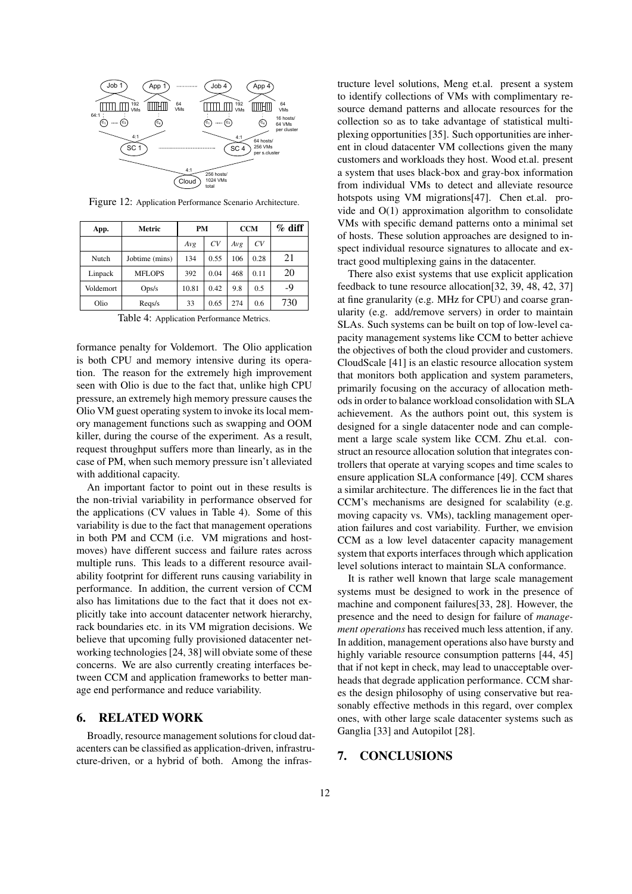Figure 12: Application Performance Scenario Architecture.

| App. | Metric | PM | | CCM | | % diff |
|---|---|---|---|---|---|---|
| | | *Avg* | *CV* | *Avg* | *CV* | |
| Nutch | Jobtime (mins) | 134 | 0.55 | 106 | 0.28 | 21 |
| Linpack | MFLOPS | 392 | 0.04 | 468 | 0.11 | 20 |
| Voldemort | Ops/s | 10.81 | 0.42 | 9.8 | 0.5 | -9 |
| Olio | Reqs/s | 33 | 0.65 | 274 | 0.6 | 730 |

Table 4: Application Performance Metrics.

formance penalty for Voldemort. The Olio application is both CPU and memory intensive during its operation. The reason for the extremely high improvement seen with Olio is due to the fact that, unlike high CPU pressure, an extremely high memory pressure causes the Olio VM guest operating system to invoke its local memory management functions such as swapping and OOM killer, during the course of the experiment. As a result, request throughput suffers more than linearly, as in the case of PM, when such memory pressure isn't alleviated with additional capacity.

An important factor to point out in these results is the non-trivial variability in performance observed for the applications (CV values in Table 4). Some of this variability is due to the fact that management operations in both PM and CCM (i.e. VM migrations and host-moves) have different success and failure rates across multiple runs. This leads to a different resource availability footprint for different runs causing variability in performance. In addition, the current version of CCM also has limitations due to the fact that it does not explicitly take into account datacenter network hierarchy, rack boundaries etc. in its VM migration decisions. We believe that upcoming fully provisioned datacenter networking technologies [24, 38] will obviate some of these concerns. We are also currently creating interfaces between CCM and application frameworks to better manage end performance and reduce variability.

## 6. RELATED WORK

Broadly, resource management solutions for cloud datacenters can be classified as application-driven, infrastructure-driven, or a hybrid of both. Among the infrastructure level solutions, Meng et.al. present a system to identify collections of VMs with complimentary resource demand patterns and allocate resources for the collection so as to take advantage of statistical multiplexing opportunities [35]. Such opportunities are inherent in cloud datacenter VM collections given the many customers and workloads they host. Wood et.al. present a system that uses black-box and gray-box information from individual VMs to detect and alleviate resource hotspots using VM migrations[47]. Chen et.al. provide and O(1) approximation algorithm to consolidate VMs with specific demand patterns onto a minimal set of hosts. These solution approaches are designed to inspect individual resource signatures to allocate and extract good multiplexing gains in the datacenter.

There also exist systems that use explicit application feedback to tune resource allocation[32, 39, 48, 42, 37] at fine granularity (e.g. MHz for CPU) and coarse granularity (e.g. add/remove servers) in order to maintain SLAs. Such systems can be built on top of low-level capacity management systems like CCM to better achieve the objectives of both the cloud provider and customers. CloudScale [41] is an elastic resource allocation system that monitors both application and system parameters, primarily focusing on the accuracy of allocation methods in order to balance workload consolidation with SLA achievement. As the authors point out, this system is designed for a single datacenter node and can complement a large scale system like CCM. Zhu et.al. construct an resource allocation solution that integrates controllers that operate at varying scopes and time scales to ensure application SLA conformance [49]. CCM shares a similar architecture. The differences lie in the fact that CCM's mechanisms are designed for scalability (e.g. moving capacity vs. VMs), tackling management operation failures and cost variability. Further, we envision CCM as a low level datacenter capacity management system that exports interfaces through which application level solutions interact to maintain SLA conformance.

It is rather well known that large scale management systems must be designed to work in the presence of machine and component failures[33, 28]. However, the presence and the need to design for failure of *management operations* has received much less attention, if any. In addition, management operations also have bursty and highly variable resource consumption patterns [44, 45] that if not kept in check, may lead to unacceptable overheads that degrade application performance. CCM shares the design philosophy of using conservative but reasonably effective methods in this regard, over complex ones, with other large scale datacenter systems such as Ganglia [33] and Autopilot [28].

## 7. CONCLUSIONS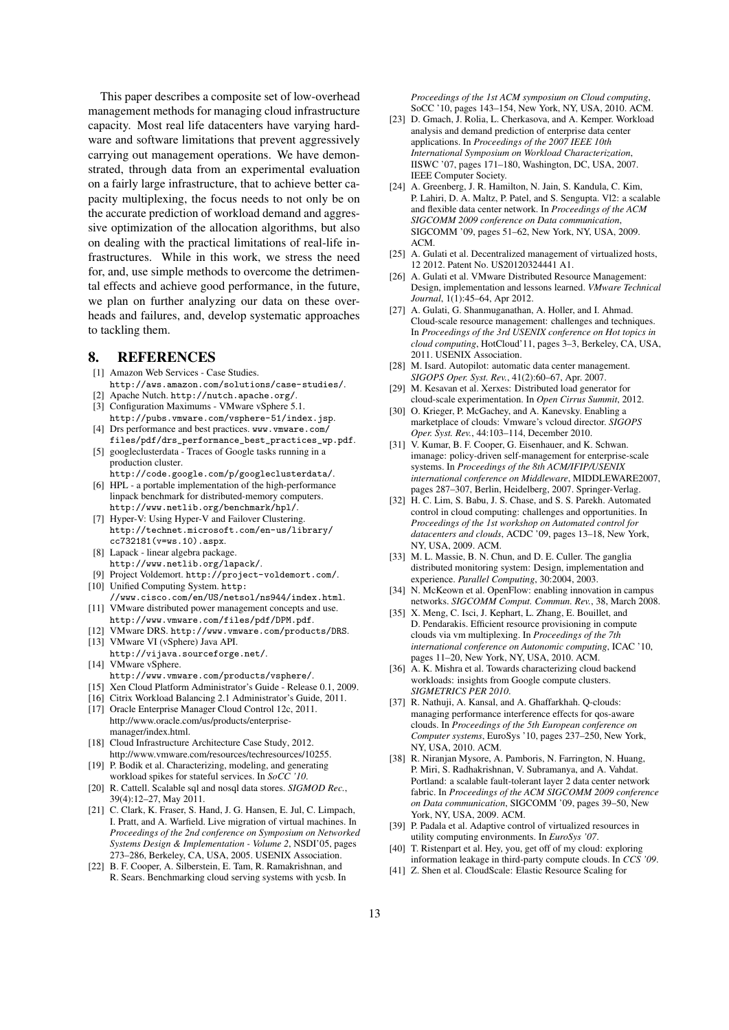This paper describes a composite set of low-overhead management methods for managing cloud infrastructure capacity. Most real life datacenters have varying hardware and software limitations that prevent aggressively carrying out management operations. We have demonstrated, through data from an experimental evaluation on a fairly large infrastructure, that to achieve better capacity multiplexing, the focus needs to not only be on the accurate prediction of workload demand and aggressive optimization of the allocation algorithms, but also on dealing with the practical limitations of real-life infrastructures. While in this work, we stress the need for, and, use simple methods to overcome the detrimental effects and achieve good performance, in the future, we plan on further analyzing our data on these overheads and failures, and, develop systematic approaches to tackling them.

## 8. REFERENCES

- [1] Amazon Web Services - Case Studies. `http://aws.amazon.com/solutions/case-studies/`.
- [2] Apache Nutch. `http://nutch.apache.org/`.
- [3] Configuration Maximums - VMware vSphere 5.1. `http://pubs.vmware.com/vsphere-51/index.jsp`.
- [4] Drs performance and best practices. `www.vmware.com/files/pdf/drs_performance_best_practices_wp.pdf`.
- [5] googleclusterdata - Traces of Google tasks running in a production cluster. `http://code.google.com/p/googleclusterdata/`.
- [6] HPL - a portable implementation of the high-performance linpack benchmark for distributed-memory computers. `http://www.netlib.org/benchmark/hpl/`.
- [7] Hyper-V: Using Hyper-V and Failover Clustering. `http://technet.microsoft.com/en-us/library/cc732181(v=ws.10).aspx`.
- [8] Lapack - linear algebra package. `http://www.netlib.org/lapack/`.
- [9] Project Voldemort. `http://project-voldemort.com/`.
- [10] Unified Computing System. `http://www.cisco.com/en/US/netsol/ns944/index.html`.
- [11] VMware distributed power management concepts and use. `http://www.vmware.com/files/pdf/DPM.pdf`.
- [12] VMware DRS. `http://www.vmware.com/products/DRS`.
- [13] VMware VI (vSphere) Java API. `http://vijava.sourceforge.net/`.
- [14] VMware vSphere. `http://www.vmware.com/products/vsphere/`.
- [15] Xen Cloud Platform Administrator's Guide - Release 0.1, 2009.
- [16] Citrix Workload Balancing 2.1 Administrator's Guide, 2011.
- [17] Oracle Enterprise Manager Cloud Control 12c, 2011. http://www.oracle.com/us/products/enterprise-manager/index.html.
- [18] Cloud Infrastructure Architecture Case Study, 2012. http://www.vmware.com/resources/techresources/10255.
- [19] P. Bodik et al. Characterizing, modeling, and generating workload spikes for stateful services. In *SoCC '10*.
- [20] R. Cattell. Scalable sql and nosql data stores. *SIGMOD Rec.*, 39(4):12–27, May 2011.
- [21] C. Clark, K. Fraser, S. Hand, J. G. Hansen, E. Jul, C. Limpach, I. Pratt, and A. Warfield. Live migration of virtual machines. In *Proceedings of the 2nd conference on Symposium on Networked Systems Design & Implementation - Volume 2*, NSDI'05, pages 273–286, Berkeley, CA, USA, 2005. USENIX Association.
- [22] B. F. Cooper, A. Silberstein, E. Tam, R. Ramakrishnan, and R. Sears. Benchmarking cloud serving systems with ycsb. In *Proceedings of the 1st ACM symposium on Cloud computing*, SoCC '10, pages 143–154, New York, NY, USA, 2010. ACM.
- [23] D. Gmach, J. Rolia, L. Cherkasova, and A. Kemper. Workload analysis and demand prediction of enterprise data center applications. In *Proceedings of the 2007 IEEE 10th International Symposium on Workload Characterization*, IISWC '07, pages 171–180, Washington, DC, USA, 2007. IEEE Computer Society.
- [24] A. Greenberg, J. R. Hamilton, N. Jain, S. Kandula, C. Kim, P. Lahiri, D. A. Maltz, P. Patel, and S. Sengupta. Vl2: a scalable and flexible data center network. In *Proceedings of the ACM SIGCOMM 2009 conference on Data communication*, SIGCOMM '09, pages 51–62, New York, NY, USA, 2009. ACM.
- [25] A. Gulati et al. Decentralized management of virtualized hosts, 12 2012. Patent No. US20120324441 A1.
- [26] A. Gulati et al. VMware Distributed Resource Management: Design, implementation and lessons learned. *VMware Technical Journal*, 1(1):45–64, Apr 2012.
- [27] A. Gulati, G. Shanmuganathan, A. Holler, and I. Ahmad. Cloud-scale resource management: challenges and techniques. In *Proceedings of the 3rd USENIX conference on Hot topics in cloud computing*, HotCloud'11, pages 3–3, Berkeley, CA, USA, 2011. USENIX Association.
- [28] M. Isard. Autopilot: automatic data center management. *SIGOPS Oper. Syst. Rev.*, 41(2):60–67, Apr. 2007.
- [29] M. Kesavan et al. Xerxes: Distributed load generator for cloud-scale experimentation. In *Open Cirrus Summit*, 2012.
- [30] O. Krieger, P. McGachey, and A. Kanevsky. Enabling a marketplace of clouds: Vmware's vcloud director. *SIGOPS Oper. Syst. Rev.*, 44:103–114, December 2010.
- [31] V. Kumar, B. F. Cooper, G. Eisenhauer, and K. Schwan. imanage: policy-driven self-management for enterprise-scale systems. In *Proceedings of the 8th ACM/IFIP/USENIX international conference on Middleware*, MIDDLEWARE2007, pages 287–307, Berlin, Heidelberg, 2007. Springer-Verlag.
- [32] H. C. Lim, S. Babu, J. S. Chase, and S. S. Parekh. Automated control in cloud computing: challenges and opportunities. In *Proceedings of the 1st workshop on Automated control for datacenters and clouds*, ACDC '09, pages 13–18, New York, NY, USA, 2009. ACM.
- [33] M. L. Massie, B. N. Chun, and D. E. Culler. The ganglia distributed monitoring system: Design, implementation and experience. *Parallel Computing*, 30:2004, 2003.
- [34] N. McKeown et al. OpenFlow: enabling innovation in campus networks. *SIGCOMM Comput. Commun. Rev.*, 38, March 2008.
- [35] X. Meng, C. Isci, J. Kephart, L. Zhang, E. Bouillet, and D. Pendarakis. Efficient resource provisioning in compute clouds via vm multiplexing. In *Proceedings of the 7th international conference on Autonomic computing*, ICAC '10, pages 11–20, New York, NY, USA, 2010. ACM.
- [36] A. K. Mishra et al. Towards characterizing cloud backend workloads: insights from Google compute clusters. *SIGMETRICS PER 2010*.
- [37] R. Nathuji, A. Kansal, and A. Ghaffarkhah. Q-clouds: managing performance interference effects for qos-aware clouds. In *Proceedings of the 5th European conference on Computer systems*, EuroSys '10, pages 237–250, New York, NY, USA, 2010. ACM.
- [38] R. Niranjan Mysore, A. Pamboris, N. Farrington, N. Huang, P. Miri, S. Radhakrishnan, V. Subramanya, and A. Vahdat. Portland: a scalable fault-tolerant layer 2 data center network fabric. In *Proceedings of the ACM SIGCOMM 2009 conference on Data communication*, SIGCOMM '09, pages 39–50, New York, NY, USA, 2009. ACM.
- [39] P. Padala et al. Adaptive control of virtualized resources in utility computing environments. In *EuroSys '07*.
- [40] T. Ristenpart et al. Hey, you, get off of my cloud: exploring information leakage in third-party compute clouds. In *CCS '09*.
- [41] Z. Shen et al. CloudScale: Elastic Resource Scaling for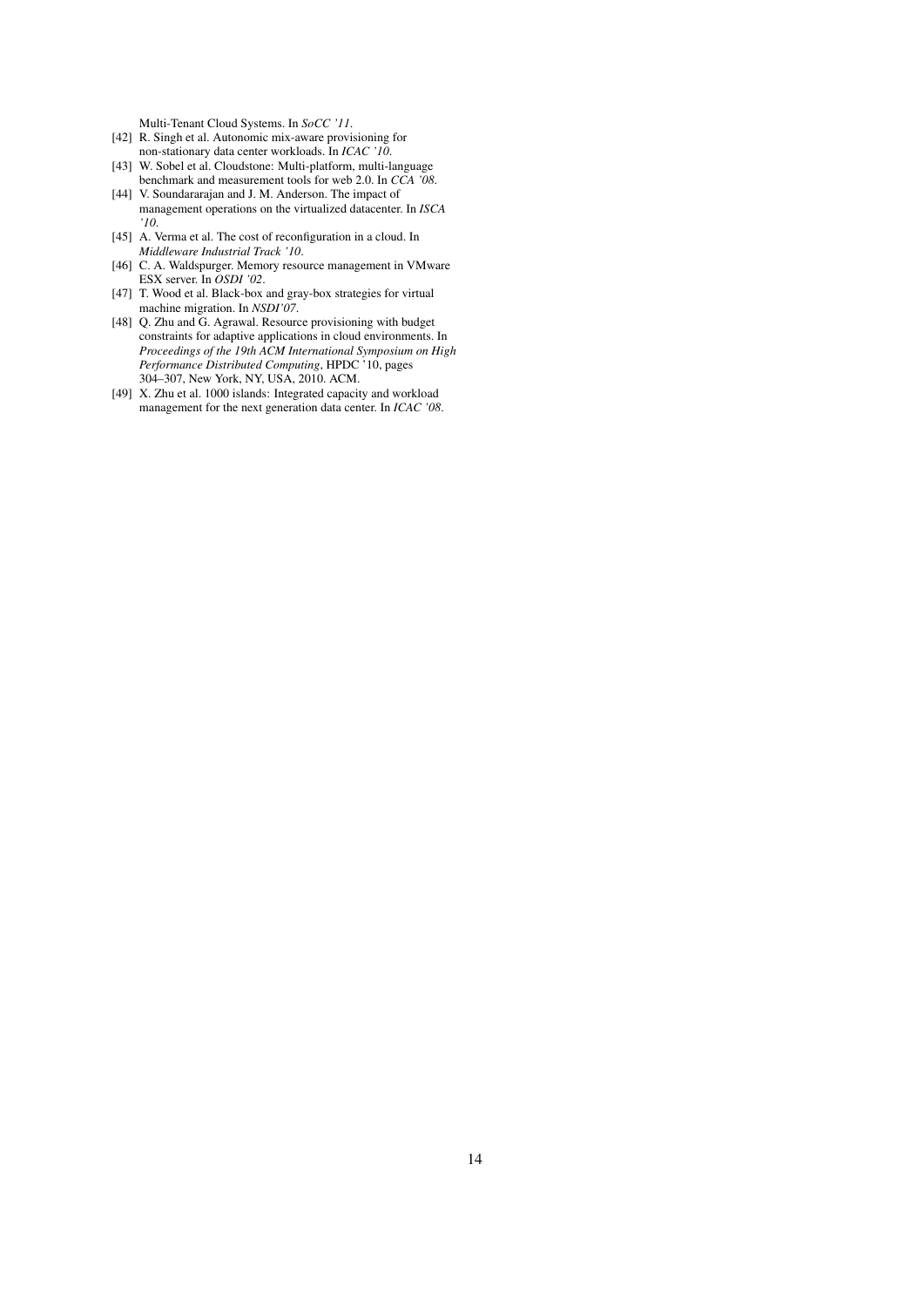Multi-Tenant Cloud Systems. In *SoCC '11*.

[42] R. Singh et al. Autonomic mix-aware provisioning for non-stationary data center workloads. In *ICAC '10*.

[43] W. Sobel et al. Cloudstone: Multi-platform, multi-language benchmark and measurement tools for web 2.0. In *CCA '08*.

[44] V. Soundararajan and J. M. Anderson. The impact of management operations on the virtualized datacenter. In *ISCA '10*.

[45] A. Verma et al. The cost of reconfiguration in a cloud. In *Middleware Industrial Track '10*.

[46] C. A. Waldspurger. Memory resource management in VMware ESX server. In *OSDI '02*.

[47] T. Wood et al. Black-box and gray-box strategies for virtual machine migration. In *NSDI'07*.

[48] Q. Zhu and G. Agrawal. Resource provisioning with budget constraints for adaptive applications in cloud environments. In *Proceedings of the 19th ACM International Symposium on High Performance Distributed Computing*, HPDC '10, pages 304–307, New York, NY, USA, 2010. ACM.

[49] X. Zhu et al. 1000 islands: Integrated capacity and workload management for the next generation data center. In *ICAC '08*.